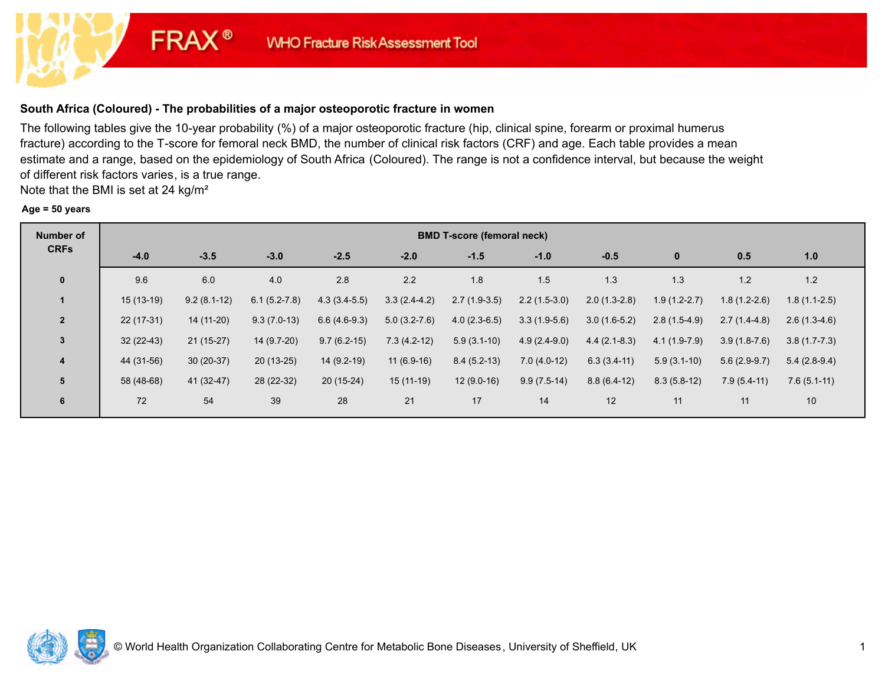**FRAX® WHO Fracture Risk Assessment Tool**

### South Africa (Coloured) - The probabilities of a major osteoporotic fracture in women

The following tables give the 10-year probability (%) of a major osteoporotic fracture (hip, clinical spine, forearm or proximal humerus fracture) according to the T-score for femoral neck BMD, the number of clinical risk factors (CRF) and age. Each table provides a mean estimate and a range, based on the epidemiology of South Africa (Coloured). The range is not a confidence interval, but because the weight of different risk factors varies, is a true range.

Note that the BMI is set at 24 kg/m²

**Age = 50 years**

| Number of CRFs | BMD T-score (femoral neck) | | | | | | | | | | |
|---|---|---|---|---|---|---|---|---|---|---|---|
| | -4.0 | -3.5 | -3.0 | -2.5 | -2.0 | -1.5 | -1.0 | -0.5 | 0 | 0.5 | 1.0 |
| 0 | 9.6 | 6.0 | 4.0 | 2.8 | 2.2 | 1.8 | 1.5 | 1.3 | 1.3 | 1.2 | 1.2 |
| 1 | 15 (13-19) | 9.2 (8.1-12) | 6.1 (5.2-7.8) | 4.3 (3.4-5.5) | 3.3 (2.4-4.2) | 2.7 (1.9-3.5) | 2.2 (1.5-3.0) | 2.0 (1.3-2.8) | 1.9 (1.2-2.7) | 1.8 (1.2-2.6) | 1.8 (1.1-2.5) |
| 2 | 22 (17-31) | 14 (11-20) | 9.3 (7.0-13) | 6.6 (4.6-9.3) | 5.0 (3.2-7.6) | 4.0 (2.3-6.5) | 3.3 (1.9-5.6) | 3.0 (1.6-5.2) | 2.8 (1.5-4.9) | 2.7 (1.4-4.8) | 2.6 (1.3-4.6) |
| 3 | 32 (22-43) | 21 (15-27) | 14 (9.7-20) | 9.7 (6.2-15) | 7.3 (4.2-12) | 5.9 (3.1-10) | 4.9 (2.4-9.0) | 4.4 (2.1-8.3) | 4.1 (1.9-7.9) | 3.9 (1.8-7.6) | 3.8 (1.7-7.3) |
| 4 | 44 (31-56) | 30 (20-37) | 20 (13-25) | 14 (9.2-19) | 11 (6.9-16) | 8.4 (5.2-13) | 7.0 (4.0-12) | 6.3 (3.4-11) | 5.9 (3.1-10) | 5.6 (2.9-9.7) | 5.4 (2.8-9.4) |
| 5 | 58 (48-68) | 41 (32-47) | 28 (22-32) | 20 (15-24) | 15 (11-19) | 12 (9.0-16) | 9.9 (7.5-14) | 8.8 (6.4-12) | 8.3 (5.8-12) | 7.9 (5.4-11) | 7.6 (5.1-11) |
| 6 | 72 | 54 | 39 | 28 | 21 | 17 | 14 | 12 | 11 | 11 | 10 |

© World Health Organization Collaborating Centre for Metabolic Bone Diseases, University of Sheffield, UK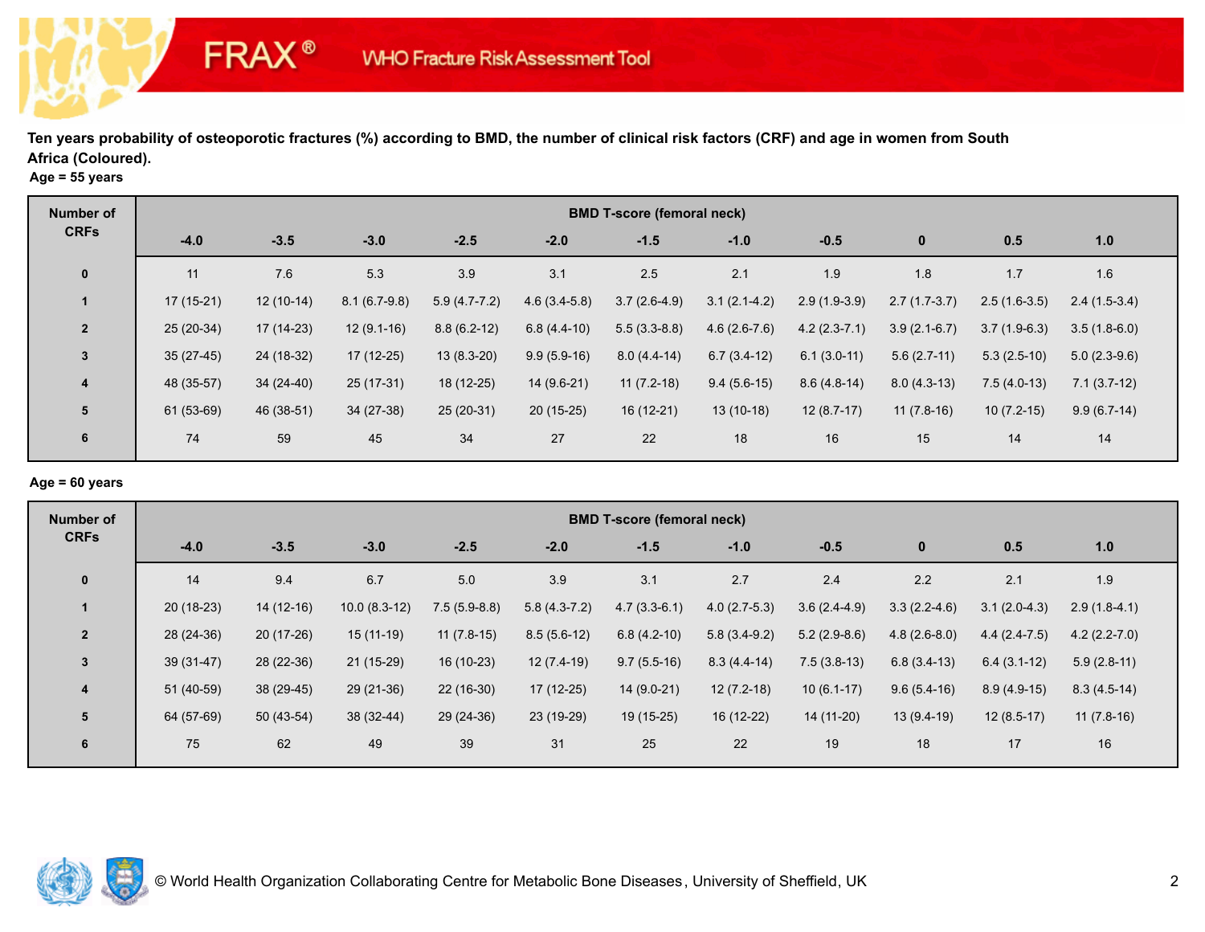**Ten years probability of osteoporotic fractures (%) according to BMD, the number of clinical risk factors (CRF) and age in women from South Africa (Coloured).**

**Age = 55 years**

| Number of CRFs | BMD T-score (femoral neck) | | | | | | | | | | |
|---|---|---|---|---|---|---|---|---|---|---|---|
| | -4.0 | -3.5 | -3.0 | -2.5 | -2.0 | -1.5 | -1.0 | -0.5 | 0 | 0.5 | 1.0 |
| 0 | 11 | 7.6 | 5.3 | 3.9 | 3.1 | 2.5 | 2.1 | 1.9 | 1.8 | 1.7 | 1.6 |
| 1 | 17 (15-21) | 12 (10-14) | 8.1 (6.7-9.8) | 5.9 (4.7-7.2) | 4.6 (3.4-5.8) | 3.7 (2.6-4.9) | 3.1 (2.1-4.2) | 2.9 (1.9-3.9) | 2.7 (1.7-3.7) | 2.5 (1.6-3.5) | 2.4 (1.5-3.4) |
| 2 | 25 (20-34) | 17 (14-23) | 12 (9.1-16) | 8.8 (6.2-12) | 6.8 (4.4-10) | 5.5 (3.3-8.8) | 4.6 (2.6-7.6) | 4.2 (2.3-7.1) | 3.9 (2.1-6.7) | 3.7 (1.9-6.3) | 3.5 (1.8-6.0) |
| 3 | 35 (27-45) | 24 (18-32) | 17 (12-25) | 13 (8.3-20) | 9.9 (5.9-16) | 8.0 (4.4-14) | 6.7 (3.4-12) | 6.1 (3.0-11) | 5.6 (2.7-11) | 5.3 (2.5-10) | 5.0 (2.3-9.6) |
| 4 | 48 (35-57) | 34 (24-40) | 25 (17-31) | 18 (12-25) | 14 (9.6-21) | 11 (7.2-18) | 9.4 (5.6-15) | 8.6 (4.8-14) | 8.0 (4.3-13) | 7.5 (4.0-13) | 7.1 (3.7-12) |
| 5 | 61 (53-69) | 46 (38-51) | 34 (27-38) | 25 (20-31) | 20 (15-25) | 16 (12-21) | 13 (10-18) | 12 (8.7-17) | 11 (7.8-16) | 10 (7.2-15) | 9.9 (6.7-14) |
| 6 | 74 | 59 | 45 | 34 | 27 | 22 | 18 | 16 | 15 | 14 | 14 |

**Age = 60 years**

| Number of CRFs | BMD T-score (femoral neck) | | | | | | | | | | |
|---|---|---|---|---|---|---|---|---|---|---|---|
| | -4.0 | -3.5 | -3.0 | -2.5 | -2.0 | -1.5 | -1.0 | -0.5 | 0 | 0.5 | 1.0 |
| 0 | 14 | 9.4 | 6.7 | 5.0 | 3.9 | 3.1 | 2.7 | 2.4 | 2.2 | 2.1 | 1.9 |
| 1 | 20 (18-23) | 14 (12-16) | 10.0 (8.3-12) | 7.5 (5.9-8.8) | 5.8 (4.3-7.2) | 4.7 (3.3-6.1) | 4.0 (2.7-5.3) | 3.6 (2.4-4.9) | 3.3 (2.2-4.6) | 3.1 (2.0-4.3) | 2.9 (1.8-4.1) |
| 2 | 28 (24-36) | 20 (17-26) | 15 (11-19) | 11 (7.8-15) | 8.5 (5.6-12) | 6.8 (4.2-10) | 5.8 (3.4-9.2) | 5.2 (2.9-8.6) | 4.8 (2.6-8.0) | 4.4 (2.4-7.5) | 4.2 (2.2-7.0) |
| 3 | 39 (31-47) | 28 (22-36) | 21 (15-29) | 16 (10-23) | 12 (7.4-19) | 9.7 (5.5-16) | 8.3 (4.4-14) | 7.5 (3.8-13) | 6.8 (3.4-13) | 6.4 (3.1-12) | 5.9 (2.8-11) |
| 4 | 51 (40-59) | 38 (29-45) | 29 (21-36) | 22 (16-30) | 17 (12-25) | 14 (9.0-21) | 12 (7.2-18) | 10 (6.1-17) | 9.6 (5.4-16) | 8.9 (4.9-15) | 8.3 (4.5-14) |
| 5 | 64 (57-69) | 50 (43-54) | 38 (32-44) | 29 (24-36) | 23 (19-29) | 19 (15-25) | 16 (12-22) | 14 (11-20) | 13 (9.4-19) | 12 (8.5-17) | 11 (7.8-16) |
| 6 | 75 | 62 | 49 | 39 | 31 | 25 | 22 | 19 | 18 | 17 | 16 |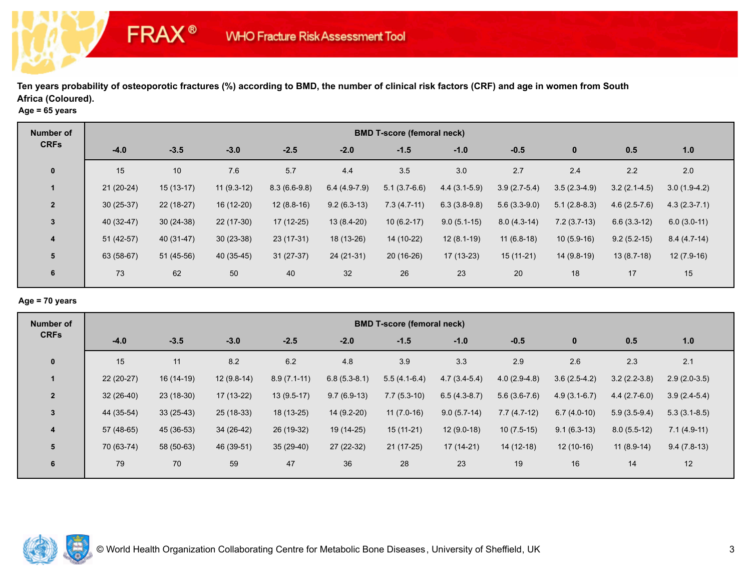FRAX® WHO Fracture Risk Assessment Tool

**Ten years probability of osteoporotic fractures (%) according to BMD, the number of clinical risk factors (CRF) and age in women from South Africa (Coloured).**

**Age = 65 years**

| Number of CRFs | BMD T-score (femoral neck) | | | | | | | | | | |
|---|---|---|---|---|---|---|---|---|---|---|---|
| | -4.0 | -3.5 | -3.0 | -2.5 | -2.0 | -1.5 | -1.0 | -0.5 | 0 | 0.5 | 1.0 |
| 0 | 15 | 10 | 7.6 | 5.7 | 4.4 | 3.5 | 3.0 | 2.7 | 2.4 | 2.2 | 2.0 |
| 1 | 21 (20-24) | 15 (13-17) | 11 (9.3-12) | 8.3 (6.6-9.8) | 6.4 (4.9-7.9) | 5.1 (3.7-6.6) | 4.4 (3.1-5.9) | 3.9 (2.7-5.4) | 3.5 (2.3-4.9) | 3.2 (2.1-4.5) | 3.0 (1.9-4.2) |
| 2 | 30 (25-37) | 22 (18-27) | 16 (12-20) | 12 (8.8-16) | 9.2 (6.3-13) | 7.3 (4.7-11) | 6.3 (3.8-9.8) | 5.6 (3.3-9.0) | 5.1 (2.8-8.3) | 4.6 (2.5-7.6) | 4.3 (2.3-7.1) |
| 3 | 40 (32-47) | 30 (24-38) | 22 (17-30) | 17 (12-25) | 13 (8.4-20) | 10 (6.2-17) | 9.0 (5.1-15) | 8.0 (4.3-14) | 7.2 (3.7-13) | 6.6 (3.3-12) | 6.0 (3.0-11) |
| 4 | 51 (42-57) | 40 (31-47) | 30 (23-38) | 23 (17-31) | 18 (13-26) | 14 (10-22) | 12 (8.1-19) | 11 (6.8-18) | 10 (5.9-16) | 9.2 (5.2-15) | 8.4 (4.7-14) |
| 5 | 63 (58-67) | 51 (45-56) | 40 (35-45) | 31 (27-37) | 24 (21-31) | 20 (16-26) | 17 (13-23) | 15 (11-21) | 14 (9.8-19) | 13 (8.7-18) | 12 (7.9-16) |
| 6 | 73 | 62 | 50 | 40 | 32 | 26 | 23 | 20 | 18 | 17 | 15 |

**Age = 70 years**

| Number of CRFs | BMD T-score (femoral neck) | | | | | | | | | | |
|---|---|---|---|---|---|---|---|---|---|---|---|
| | -4.0 | -3.5 | -3.0 | -2.5 | -2.0 | -1.5 | -1.0 | -0.5 | 0 | 0.5 | 1.0 |
| 0 | 15 | 11 | 8.2 | 6.2 | 4.8 | 3.9 | 3.3 | 2.9 | 2.6 | 2.3 | 2.1 |
| 1 | 22 (20-27) | 16 (14-19) | 12 (9.8-14) | 8.9 (7.1-11) | 6.8 (5.3-8.1) | 5.5 (4.1-6.4) | 4.7 (3.4-5.4) | 4.0 (2.9-4.8) | 3.6 (2.5-4.2) | 3.2 (2.2-3.8) | 2.9 (2.0-3.5) |
| 2 | 32 (26-40) | 23 (18-30) | 17 (13-22) | 13 (9.5-17) | 9.7 (6.9-13) | 7.7 (5.3-10) | 6.5 (4.3-8.7) | 5.6 (3.6-7.6) | 4.9 (3.1-6.7) | 4.4 (2.7-6.0) | 3.9 (2.4-5.4) |
| 3 | 44 (35-54) | 33 (25-43) | 25 (18-33) | 18 (13-25) | 14 (9.2-20) | 11 (7.0-16) | 9.0 (5.7-14) | 7.7 (4.7-12) | 6.7 (4.0-10) | 5.9 (3.5-9.4) | 5.3 (3.1-8.5) |
| 4 | 57 (48-65) | 45 (36-53) | 34 (26-42) | 26 (19-32) | 19 (14-25) | 15 (11-21) | 12 (9.0-18) | 10 (7.5-15) | 9.1 (6.3-13) | 8.0 (5.5-12) | 7.1 (4.9-11) |
| 5 | 70 (63-74) | 58 (50-63) | 46 (39-51) | 35 (29-40) | 27 (22-32) | 21 (17-25) | 17 (14-21) | 14 (12-18) | 12 (10-16) | 11 (8.9-14) | 9.4 (7.8-13) |
| 6 | 79 | 70 | 59 | 47 | 36 | 28 | 23 | 19 | 16 | 14 | 12 |

© World Health Organization Collaborating Centre for Metabolic Bone Diseases, University of Sheffield, UK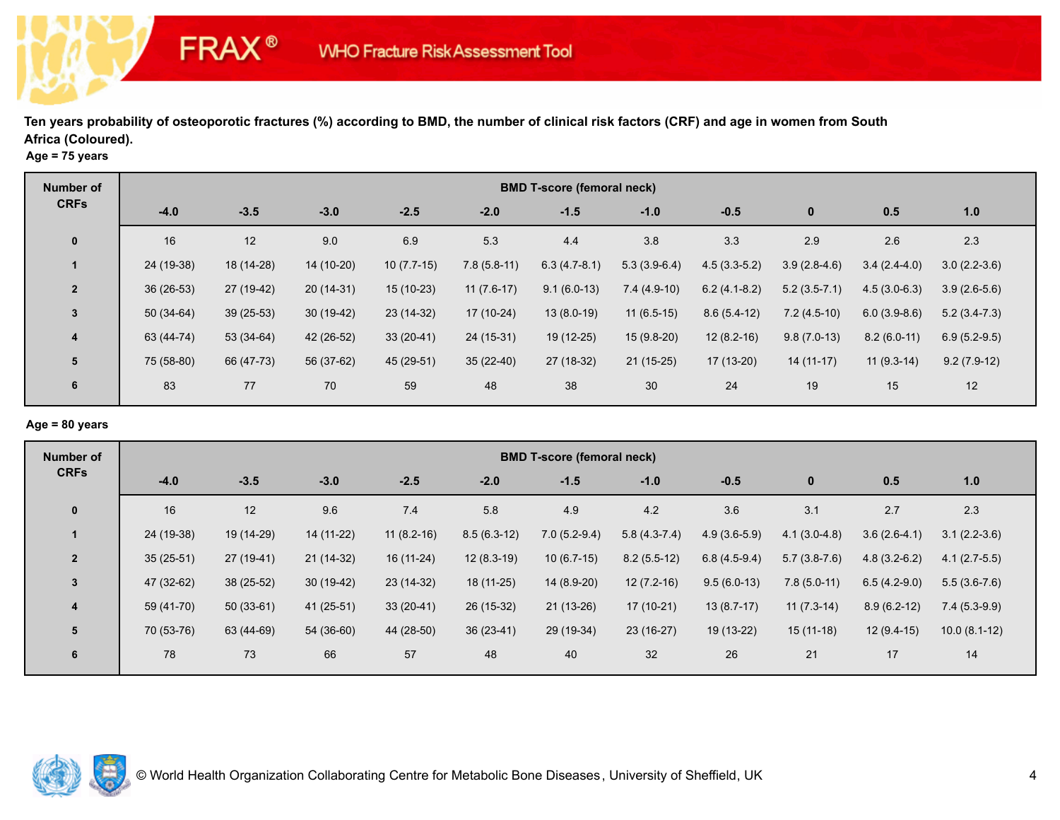FRAX® WHO Fracture Risk Assessment Tool

**Ten years probability of osteoporotic fractures (%) according to BMD, the number of clinical risk factors (CRF) and age in women from South Africa (Coloured).**

**Age = 75 years**

| Number of CRFs | BMD T-score (femoral neck) | | | | | | | | | | |
|---|---|---|---|---|---|---|---|---|---|---|---|
| | -4.0 | -3.5 | -3.0 | -2.5 | -2.0 | -1.5 | -1.0 | -0.5 | 0 | 0.5 | 1.0 |
| 0 | 16 | 12 | 9.0 | 6.9 | 5.3 | 4.4 | 3.8 | 3.3 | 2.9 | 2.6 | 2.3 |
| 1 | 24 (19-38) | 18 (14-28) | 14 (10-20) | 10 (7.7-15) | 7.8 (5.8-11) | 6.3 (4.7-8.1) | 5.3 (3.9-6.4) | 4.5 (3.3-5.2) | 3.9 (2.8-4.6) | 3.4 (2.4-4.0) | 3.0 (2.2-3.6) |
| 2 | 36 (26-53) | 27 (19-42) | 20 (14-31) | 15 (10-23) | 11 (7.6-17) | 9.1 (6.0-13) | 7.4 (4.9-10) | 6.2 (4.1-8.2) | 5.2 (3.5-7.1) | 4.5 (3.0-6.3) | 3.9 (2.6-5.6) |
| 3 | 50 (34-64) | 39 (25-53) | 30 (19-42) | 23 (14-32) | 17 (10-24) | 13 (8.0-19) | 11 (6.5-15) | 8.6 (5.4-12) | 7.2 (4.5-10) | 6.0 (3.9-8.6) | 5.2 (3.4-7.3) |
| 4 | 63 (44-74) | 53 (34-64) | 42 (26-52) | 33 (20-41) | 24 (15-31) | 19 (12-25) | 15 (9.8-20) | 12 (8.2-16) | 9.8 (7.0-13) | 8.2 (6.0-11) | 6.9 (5.2-9.5) |
| 5 | 75 (58-80) | 66 (47-73) | 56 (37-62) | 45 (29-51) | 35 (22-40) | 27 (18-32) | 21 (15-25) | 17 (13-20) | 14 (11-17) | 11 (9.3-14) | 9.2 (7.9-12) |
| 6 | 83 | 77 | 70 | 59 | 48 | 38 | 30 | 24 | 19 | 15 | 12 |

**Age = 80 years**

| Number of CRFs | BMD T-score (femoral neck) | | | | | | | | | | |
|---|---|---|---|---|---|---|---|---|---|---|---|
| | -4.0 | -3.5 | -3.0 | -2.5 | -2.0 | -1.5 | -1.0 | -0.5 | 0 | 0.5 | 1.0 |
| 0 | 16 | 12 | 9.6 | 7.4 | 5.8 | 4.9 | 4.2 | 3.6 | 3.1 | 2.7 | 2.3 |
| 1 | 24 (19-38) | 19 (14-29) | 14 (11-22) | 11 (8.2-16) | 8.5 (6.3-12) | 7.0 (5.2-9.4) | 5.8 (4.3-7.4) | 4.9 (3.6-5.9) | 4.1 (3.0-4.8) | 3.6 (2.6-4.1) | 3.1 (2.2-3.6) |
| 2 | 35 (25-51) | 27 (19-41) | 21 (14-32) | 16 (11-24) | 12 (8.3-19) | 10 (6.7-15) | 8.2 (5.5-12) | 6.8 (4.5-9.4) | 5.7 (3.8-7.6) | 4.8 (3.2-6.2) | 4.1 (2.7-5.5) |
| 3 | 47 (32-62) | 38 (25-52) | 30 (19-42) | 23 (14-32) | 18 (11-25) | 14 (8.9-20) | 12 (7.2-16) | 9.5 (6.0-13) | 7.8 (5.0-11) | 6.5 (4.2-9.0) | 5.5 (3.6-7.6) |
| 4 | 59 (41-70) | 50 (33-61) | 41 (25-51) | 33 (20-41) | 26 (15-32) | 21 (13-26) | 17 (10-21) | 13 (8.7-17) | 11 (7.3-14) | 8.9 (6.2-12) | 7.4 (5.3-9.9) |
| 5 | 70 (53-76) | 63 (44-69) | 54 (36-60) | 44 (28-50) | 36 (23-41) | 29 (19-34) | 23 (16-27) | 19 (13-22) | 15 (11-18) | 12 (9.4-15) | 10.0 (8.1-12) |
| 6 | 78 | 73 | 66 | 57 | 48 | 40 | 32 | 26 | 21 | 17 | 14 |

© World Health Organization Collaborating Centre for Metabolic Bone Diseases, University of Sheffield, UK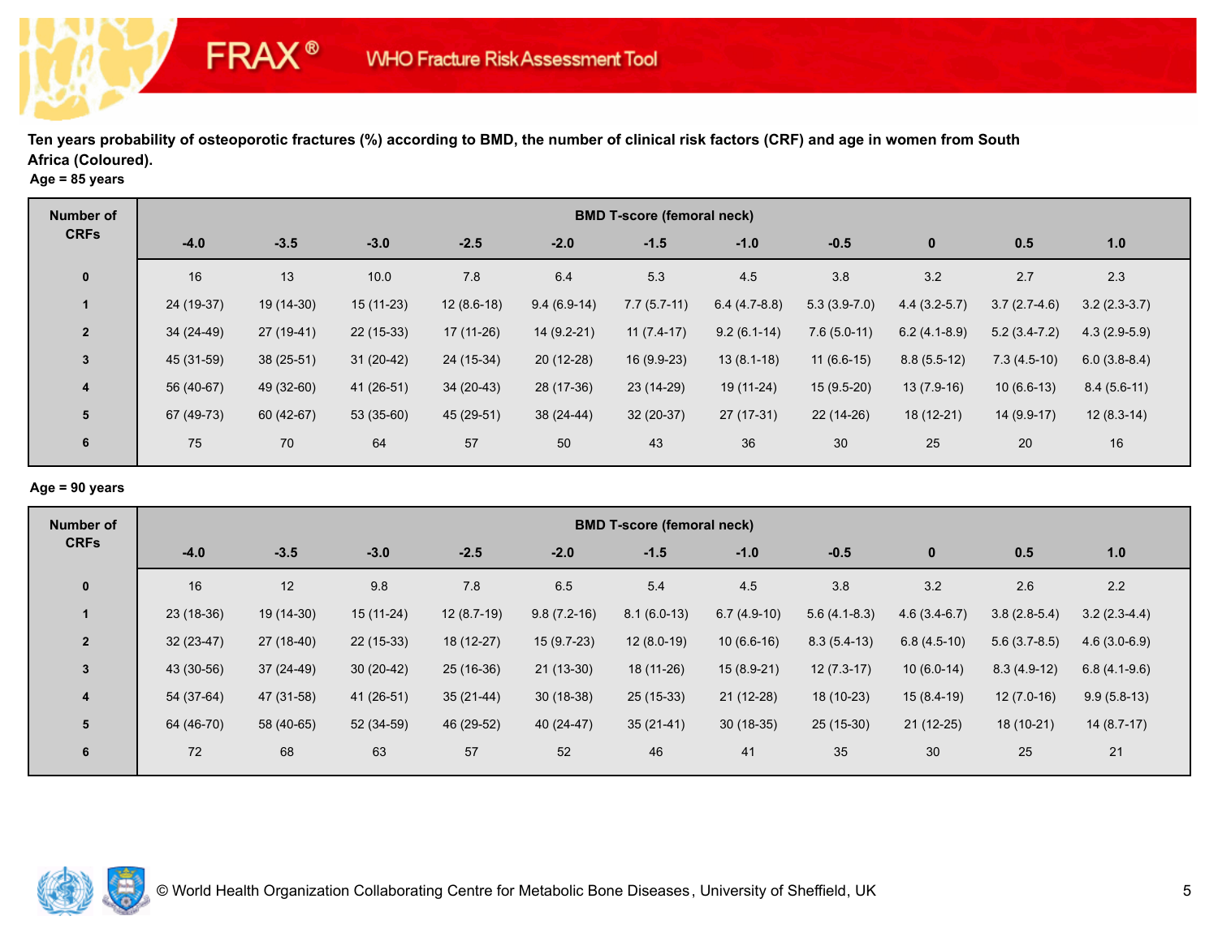**Ten years probability of osteoporotic fractures (%) according to BMD, the number of clinical risk factors (CRF) and age in women from South Africa (Coloured).**

**Age = 85 years**

| Number of CRFs | BMD T-score (femoral neck) | | | | | | | | | | |
|---|---|---|---|---|---|---|---|---|---|---|---|
| | -4.0 | -3.5 | -3.0 | -2.5 | -2.0 | -1.5 | -1.0 | -0.5 | 0 | 0.5 | 1.0 |
| 0 | 16 | 13 | 10.0 | 7.8 | 6.4 | 5.3 | 4.5 | 3.8 | 3.2 | 2.7 | 2.3 |
| 1 | 24 (19-37) | 19 (14-30) | 15 (11-23) | 12 (8.6-18) | 9.4 (6.9-14) | 7.7 (5.7-11) | 6.4 (4.7-8.8) | 5.3 (3.9-7.0) | 4.4 (3.2-5.7) | 3.7 (2.7-4.6) | 3.2 (2.3-3.7) |
| 2 | 34 (24-49) | 27 (19-41) | 22 (15-33) | 17 (11-26) | 14 (9.2-21) | 11 (7.4-17) | 9.2 (6.1-14) | 7.6 (5.0-11) | 6.2 (4.1-8.9) | 5.2 (3.4-7.2) | 4.3 (2.9-5.9) |
| 3 | 45 (31-59) | 38 (25-51) | 31 (20-42) | 24 (15-34) | 20 (12-28) | 16 (9.9-23) | 13 (8.1-18) | 11 (6.6-15) | 8.8 (5.5-12) | 7.3 (4.5-10) | 6.0 (3.8-8.4) |
| 4 | 56 (40-67) | 49 (32-60) | 41 (26-51) | 34 (20-43) | 28 (17-36) | 23 (14-29) | 19 (11-24) | 15 (9.5-20) | 13 (7.9-16) | 10 (6.6-13) | 8.4 (5.6-11) |
| 5 | 67 (49-73) | 60 (42-67) | 53 (35-60) | 45 (29-51) | 38 (24-44) | 32 (20-37) | 27 (17-31) | 22 (14-26) | 18 (12-21) | 14 (9.9-17) | 12 (8.3-14) |
| 6 | 75 | 70 | 64 | 57 | 50 | 43 | 36 | 30 | 25 | 20 | 16 |

**Age = 90 years**

| Number of CRFs | BMD T-score (femoral neck) | | | | | | | | | | |
|---|---|---|---|---|---|---|---|---|---|---|---|
| | -4.0 | -3.5 | -3.0 | -2.5 | -2.0 | -1.5 | -1.0 | -0.5 | 0 | 0.5 | 1.0 |
| 0 | 16 | 12 | 9.8 | 7.8 | 6.5 | 5.4 | 4.5 | 3.8 | 3.2 | 2.6 | 2.2 |
| 1 | 23 (18-36) | 19 (14-30) | 15 (11-24) | 12 (8.7-19) | 9.8 (7.2-16) | 8.1 (6.0-13) | 6.7 (4.9-10) | 5.6 (4.1-8.3) | 4.6 (3.4-6.7) | 3.8 (2.8-5.4) | 3.2 (2.3-4.4) |
| 2 | 32 (23-47) | 27 (18-40) | 22 (15-33) | 18 (12-27) | 15 (9.7-23) | 12 (8.0-19) | 10 (6.6-16) | 8.3 (5.4-13) | 6.8 (4.5-10) | 5.6 (3.7-8.5) | 4.6 (3.0-6.9) |
| 3 | 43 (30-56) | 37 (24-49) | 30 (20-42) | 25 (16-36) | 21 (13-30) | 18 (11-26) | 15 (8.9-21) | 12 (7.3-17) | 10 (6.0-14) | 8.3 (4.9-12) | 6.8 (4.1-9.6) |
| 4 | 54 (37-64) | 47 (31-58) | 41 (26-51) | 35 (21-44) | 30 (18-38) | 25 (15-33) | 21 (12-28) | 18 (10-23) | 15 (8.4-19) | 12 (7.0-16) | 9.9 (5.8-13) |
| 5 | 64 (46-70) | 58 (40-65) | 52 (34-59) | 46 (29-52) | 40 (24-47) | 35 (21-41) | 30 (18-35) | 25 (15-30) | 21 (12-25) | 18 (10-21) | 14 (8.7-17) |
| 6 | 72 | 68 | 63 | 57 | 52 | 46 | 41 | 35 | 30 | 25 | 21 |

© World Health Organization Collaborating Centre for Metabolic Bone Diseases, University of Sheffield, UK